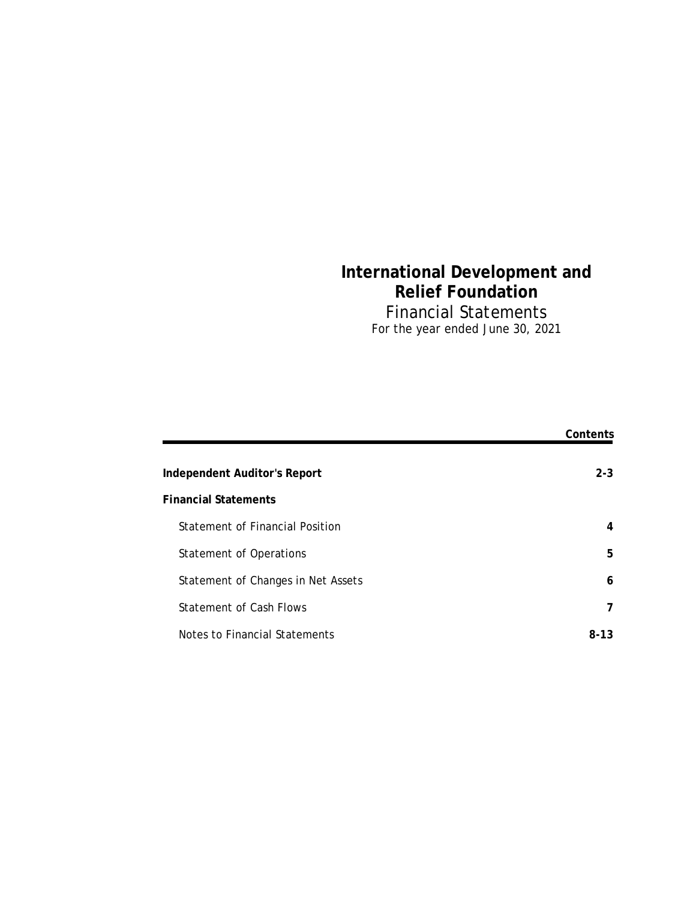# International Development and Relief Foundation

Financial Statements

For the year ended June 30, 2021

| | **Contents** |
|---|---|
| **Independent Auditor's Report** | **2-3** |
| **Financial Statements** | |
| Statement of Financial Position | **4** |
| Statement of Operations | **5** |
| Statement of Changes in Net Assets | **6** |
| Statement of Cash Flows | **7** |
| Notes to Financial Statements | **8-13** |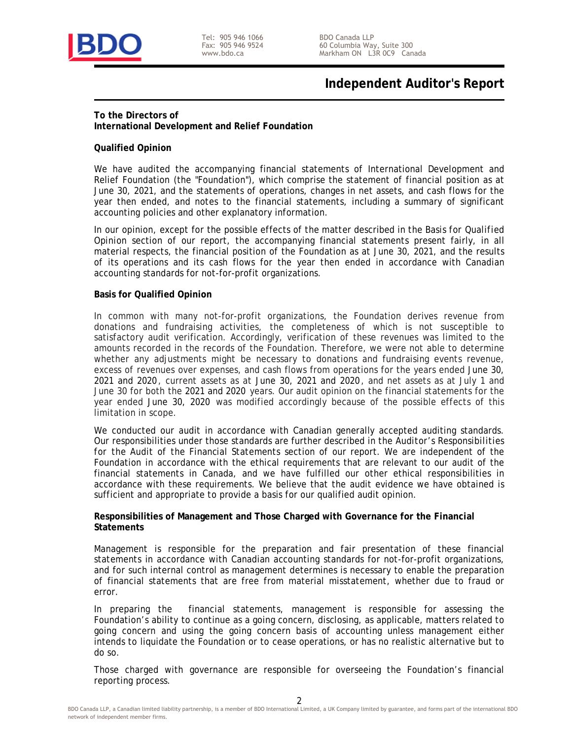# Independent Auditor's Report

**To the Directors of**
**International Development and Relief Foundation**

## Qualified Opinion

We have audited the accompanying financial statements of International Development and Relief Foundation (the "Foundation"), which comprise the statement of financial position as at June 30, 2021, and the statements of operations, changes in net assets, and cash flows for the year then ended, and notes to the financial statements, including a summary of significant accounting policies and other explanatory information.

In our opinion, except for the possible effects of the matter described in the Basis for Qualified Opinion section of our report, the accompanying financial statements present fairly, in all material respects, the financial position of the Foundation as at June 30, 2021, and the results of its operations and its cash flows for the year then ended in accordance with Canadian accounting standards for not-for-profit organizations.

## Basis for Qualified Opinion

In common with many not-for-profit organizations, the Foundation derives revenue from donations and fundraising activities, the completeness of which is not susceptible to satisfactory audit verification. Accordingly, verification of these revenues was limited to the amounts recorded in the records of the Foundation. Therefore, we were not able to determine whether any adjustments might be necessary to donations and fundraising events revenue, excess of revenues over expenses, and cash flows from operations for the years ended June 30, 2021 and 2020, current assets as at June 30, 2021 and 2020, and net assets as at July 1 and June 30 for both the 2021 and 2020 years. Our audit opinion on the financial statements for the year ended June 30, 2020 was modified accordingly because of the possible effects of this limitation in scope.

We conducted our audit in accordance with Canadian generally accepted auditing standards. Our responsibilities under those standards are further described in the Auditor's Responsibilities for the Audit of the Financial Statements section of our report. We are independent of the Foundation in accordance with the ethical requirements that are relevant to our audit of the financial statements in Canada, and we have fulfilled our other ethical responsibilities in accordance with these requirements. We believe that the audit evidence we have obtained is sufficient and appropriate to provide a basis for our qualified audit opinion.

## Responsibilities of Management and Those Charged with Governance for the Financial Statements

Management is responsible for the preparation and fair presentation of these financial statements in accordance with Canadian accounting standards for not-for-profit organizations, and for such internal control as management determines is necessary to enable the preparation of financial statements that are free from material misstatement, whether due to fraud or error.

In preparing the financial statements, management is responsible for assessing the Foundation's ability to continue as a going concern, disclosing, as applicable, matters related to going concern and using the going concern basis of accounting unless management either intends to liquidate the Foundation or to cease operations, or has no realistic alternative but to do so.

Those charged with governance are responsible for overseeing the Foundation's financial reporting process.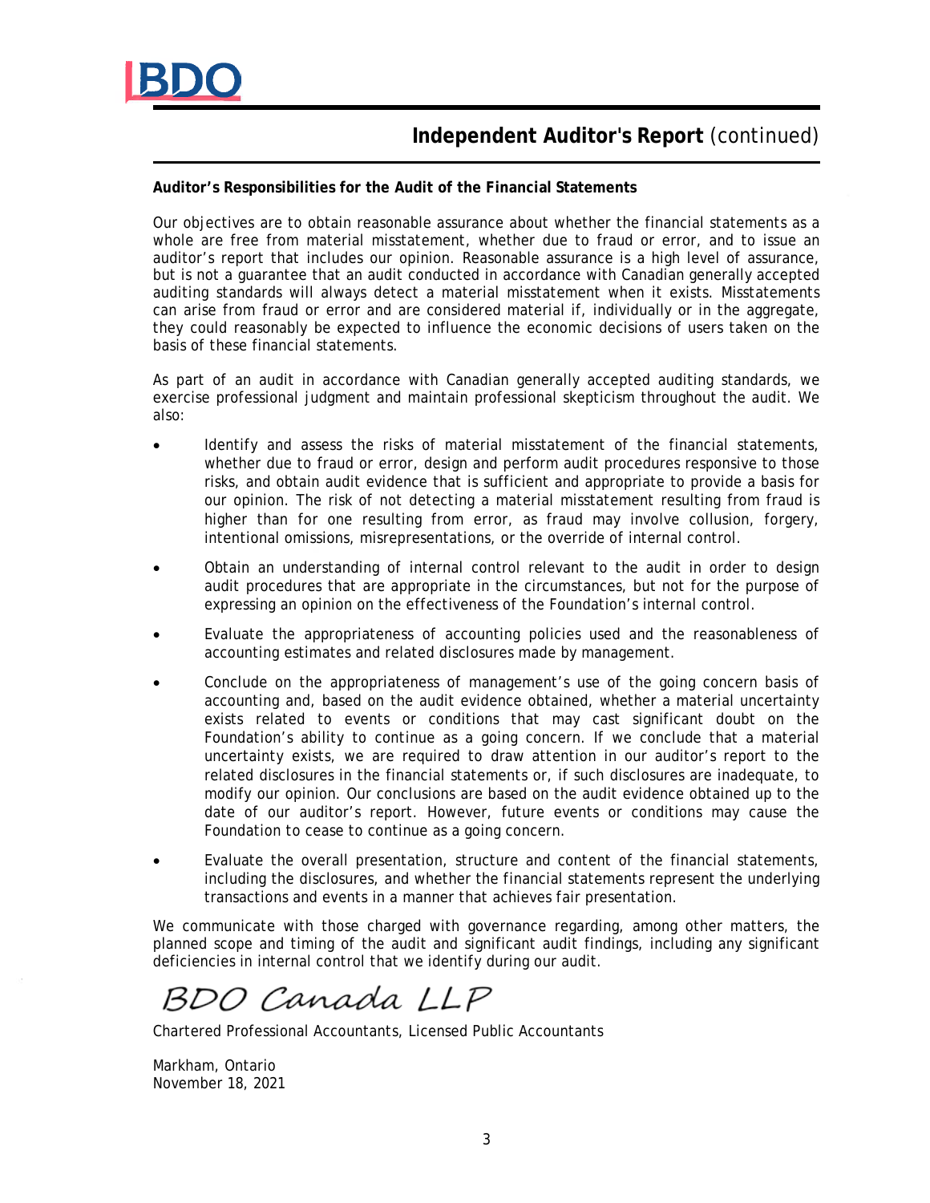## Independent Auditor's Report (continued)

**Auditor's Responsibilities for the Audit of the Financial Statements**

Our objectives are to obtain reasonable assurance about whether the financial statements as a whole are free from material misstatement, whether due to fraud or error, and to issue an auditor's report that includes our opinion. Reasonable assurance is a high level of assurance, but is not a guarantee that an audit conducted in accordance with Canadian generally accepted auditing standards will always detect a material misstatement when it exists. Misstatements can arise from fraud or error and are considered material if, individually or in the aggregate, they could reasonably be expected to influence the economic decisions of users taken on the basis of these financial statements.

As part of an audit in accordance with Canadian generally accepted auditing standards, we exercise professional judgment and maintain professional skepticism throughout the audit. We also:

- Identify and assess the risks of material misstatement of the financial statements, whether due to fraud or error, design and perform audit procedures responsive to those risks, and obtain audit evidence that is sufficient and appropriate to provide a basis for our opinion. The risk of not detecting a material misstatement resulting from fraud is higher than for one resulting from error, as fraud may involve collusion, forgery, intentional omissions, misrepresentations, or the override of internal control.
- Obtain an understanding of internal control relevant to the audit in order to design audit procedures that are appropriate in the circumstances, but not for the purpose of expressing an opinion on the effectiveness of the Foundation's internal control.
- Evaluate the appropriateness of accounting policies used and the reasonableness of accounting estimates and related disclosures made by management.
- Conclude on the appropriateness of management's use of the going concern basis of accounting and, based on the audit evidence obtained, whether a material uncertainty exists related to events or conditions that may cast significant doubt on the Foundation's ability to continue as a going concern. If we conclude that a material uncertainty exists, we are required to draw attention in our auditor's report to the related disclosures in the financial statements or, if such disclosures are inadequate, to modify our opinion. Our conclusions are based on the audit evidence obtained up to the date of our auditor's report. However, future events or conditions may cause the Foundation to cease to continue as a going concern.
- Evaluate the overall presentation, structure and content of the financial statements, including the disclosures, and whether the financial statements represent the underlying transactions and events in a manner that achieves fair presentation.

We communicate with those charged with governance regarding, among other matters, the planned scope and timing of the audit and significant audit findings, including any significant deficiencies in internal control that we identify during our audit.

BDO Canada LLP

Chartered Professional Accountants, Licensed Public Accountants

Markham, Ontario
November 18, 2021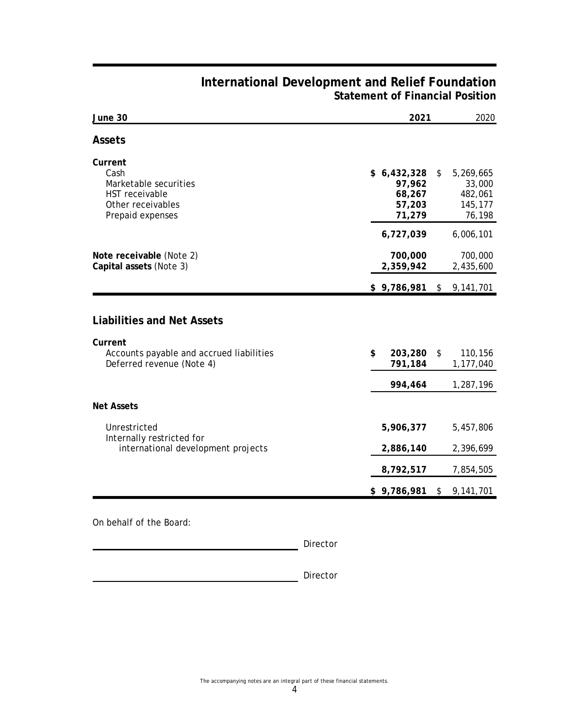# International Development and Relief Foundation
## Statement of Financial Position

| June 30 | 2021 | 2020 |
|---|---|---|
| **Assets** | | |
| **Current** | | |
| Cash | **$ 6,432,328** | $ 5,269,665 |
| Marketable securities | **97,962** | 33,000 |
| HST receivable | **68,267** | 482,061 |
| Other receivables | **57,203** | 145,177 |
| Prepaid expenses | **71,279** | 76,198 |
| | **6,727,039** | 6,006,101 |
| **Note receivable** (Note 2) | **700,000** | 700,000 |
| **Capital assets** (Note 3) | **2,359,942** | 2,435,600 |
| | **$ 9,786,981** | $ 9,141,701 |
| **Liabilities and Net Assets** | | |
| **Current** | | |
| Accounts payable and accrued liabilities | **$ 203,280** | $ 110,156 |
| Deferred revenue (Note 4) | **791,184** | 1,177,040 |
| | **994,464** | 1,287,196 |
| **Net Assets** | | |
| Unrestricted | **5,906,377** | 5,457,806 |
| Internally restricted for international development projects | **2,886,140** | 2,396,699 |
| | **8,792,517** | 7,854,505 |
| | **$ 9,786,981** | $ 9,141,701 |

On behalf of the Board:

\_\_\_\_\_\_\_\_\_\_\_\_\_\_\_\_\_\_\_\_\_\_\_\_\_\_\_\_ Director

\_\_\_\_\_\_\_\_\_\_\_\_\_\_\_\_\_\_\_\_\_\_\_\_\_\_\_\_ Director

The accompanying notes are an integral part of these financial statements.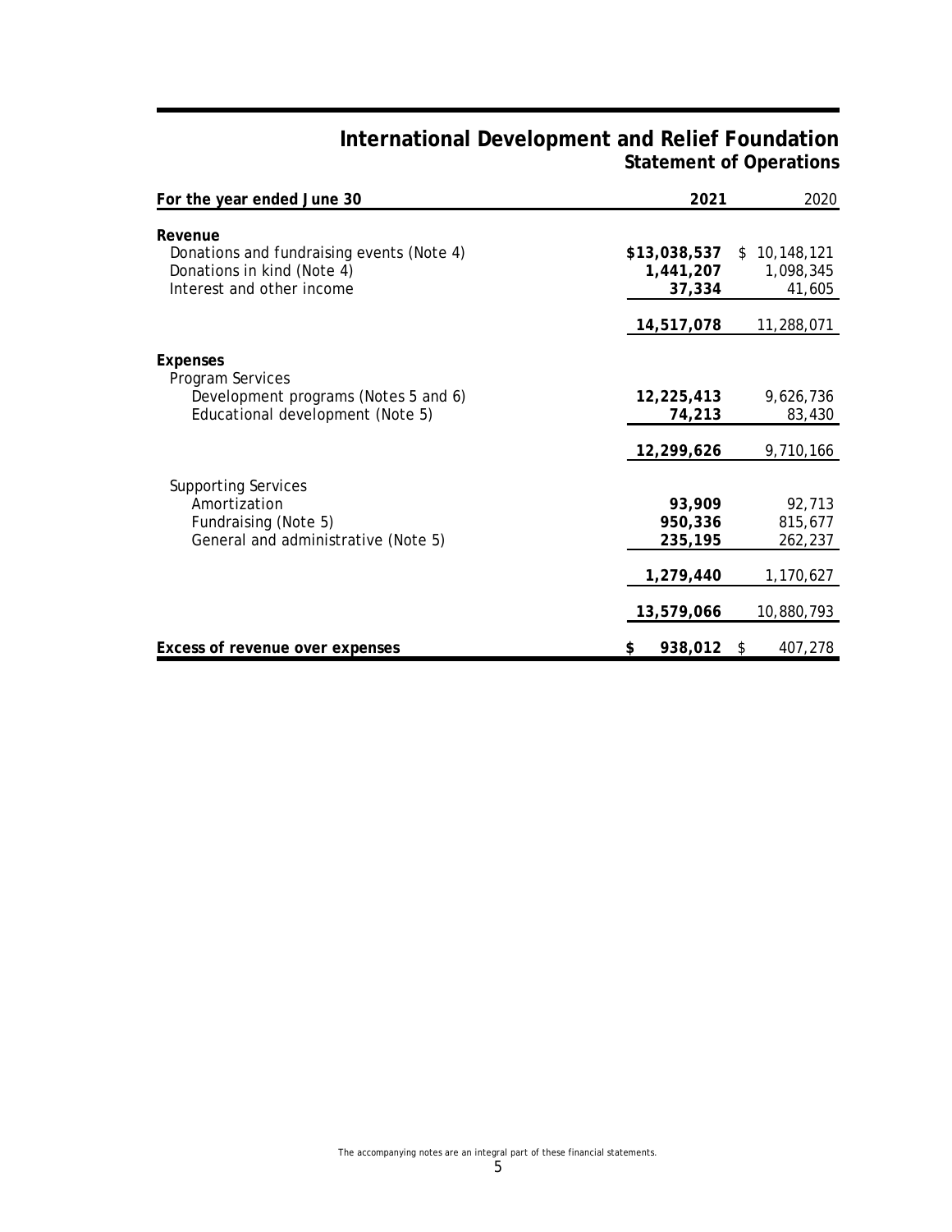# International Development and Relief Foundation
## Statement of Operations

| For the year ended June 30 | 2021 | 2020 |
|---|---|---|
| **Revenue** | | |
| Donations and fundraising events (Note 4) | **$13,038,537** | $ 10,148,121 |
| Donations in kind (Note 4) | **1,441,207** | 1,098,345 |
| Interest and other income | **37,334** | 41,605 |
| | **14,517,078** | 11,288,071 |
| **Expenses** | | |
| Program Services | | |
| Development programs (Notes 5 and 6) | **12,225,413** | 9,626,736 |
| Educational development (Note 5) | **74,213** | 83,430 |
| | **12,299,626** | 9,710,166 |
| Supporting Services | | |
| Amortization | **93,909** | 92,713 |
| Fundraising (Note 5) | **950,336** | 815,677 |
| General and administrative (Note 5) | **235,195** | 262,237 |
| | **1,279,440** | 1,170,627 |
| | **13,579,066** | 10,880,793 |
| **Excess of revenue over expenses** | **$ 938,012** | $ 407,278 |

The accompanying notes are an integral part of these financial statements.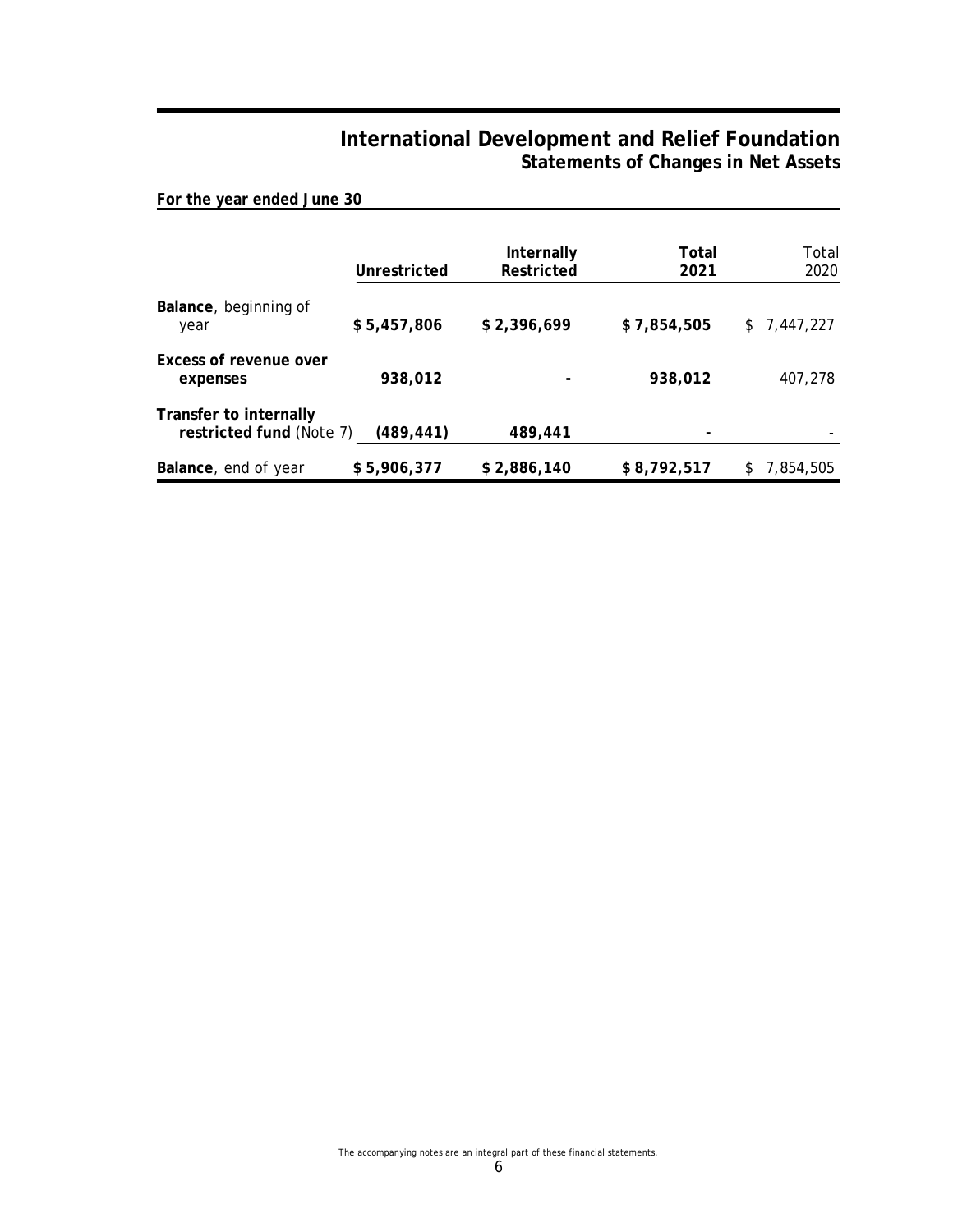# International Development and Relief Foundation
## Statements of Changes in Net Assets

**For the year ended June 30**

| | Unrestricted | Internally Restricted | Total 2021 | Total 2020 |
|---|---|---|---|---|
| **Balance**, beginning of year | **$ 5,457,806** | **$ 2,396,699** | **$ 7,854,505** | $ 7,447,227 |
| **Excess of revenue over expenses** | **938,012** | **-** | **938,012** | 407,278 |
| **Transfer to internally restricted fund** (Note 7) | **(489,441)** | **489,441** | **-** | - |
| **Balance**, end of year | **$ 5,906,377** | **$ 2,886,140** | **$ 8,792,517** | $ 7,854,505 |

The accompanying notes are an integral part of these financial statements.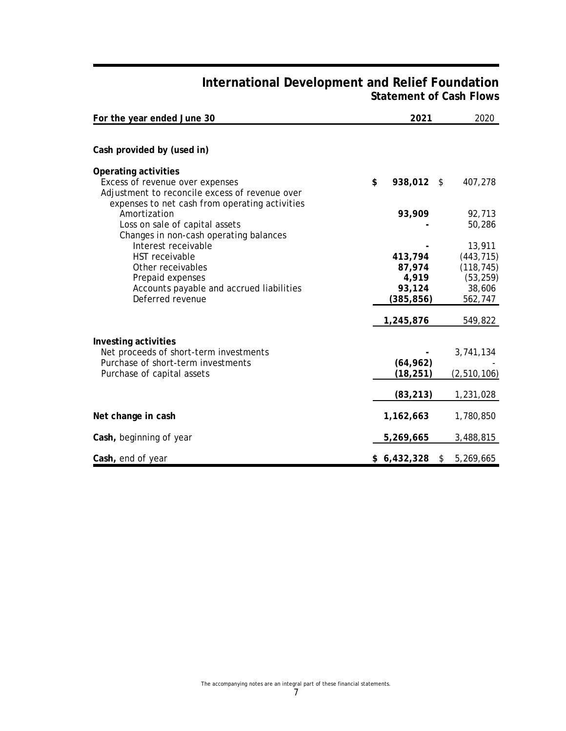# International Development and Relief Foundation
## Statement of Cash Flows

| For the year ended June 30 | 2021 | 2020 |
|---|---|---|
| **Cash provided by (used in)** | | |
| **Operating activities** | | |
| Excess of revenue over expenses | **$ 938,012** | $ 407,278 |
| Adjustment to reconcile excess of revenue over expenses to net cash from operating activities | | |
| Amortization | **93,909** | 92,713 |
| Loss on sale of capital assets | **-** | 50,286 |
| Changes in non-cash operating balances | | |
| Interest receivable | **-** | 13,911 |
| HST receivable | **413,794** | (443,715) |
| Other receivables | **87,974** | (118,745) |
| Prepaid expenses | **4,919** | (53,259) |
| Accounts payable and accrued liabilities | **93,124** | 38,606 |
| Deferred revenue | **(385,856)** | 562,747 |
| | **1,245,876** | 549,822 |
| **Investing activities** | | |
| Net proceeds of short-term investments | **-** | 3,741,134 |
| Purchase of short-term investments | **(64,962)** | - |
| Purchase of capital assets | **(18,251)** | (2,510,106) |
| | **(83,213)** | 1,231,028 |
| **Net change in cash** | **1,162,663** | 1,780,850 |
| **Cash,** beginning of year | **5,269,665** | 3,488,815 |
| **Cash,** end of year | **$ 6,432,328** | $ 5,269,665 |

The accompanying notes are an integral part of these financial statements.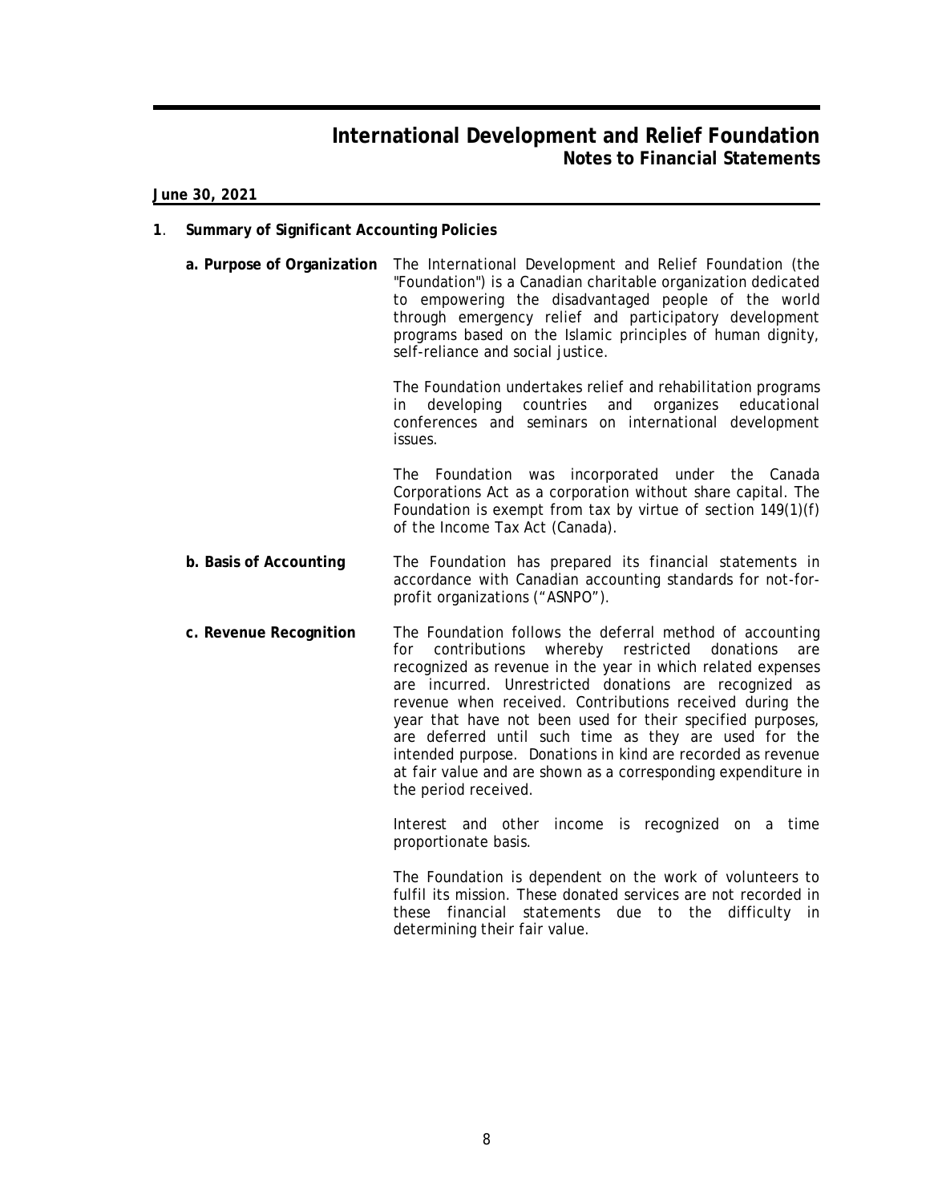# International Development and Relief Foundation
## Notes to Financial Statements

**June 30, 2021**

### 1. Summary of Significant Accounting Policies

**a. Purpose of Organization**

The International Development and Relief Foundation (the "Foundation") is a Canadian charitable organization dedicated to empowering the disadvantaged people of the world through emergency relief and participatory development programs based on the Islamic principles of human dignity, self-reliance and social justice.

The Foundation undertakes relief and rehabilitation programs in developing countries and organizes educational conferences and seminars on international development issues.

The Foundation was incorporated under the Canada Corporations Act as a corporation without share capital. The Foundation is exempt from tax by virtue of section 149(1)(f) of the Income Tax Act (Canada).

**b. Basis of Accounting**

The Foundation has prepared its financial statements in accordance with Canadian accounting standards for not-for-profit organizations ("ASNPO").

**c. Revenue Recognition**

The Foundation follows the deferral method of accounting for contributions whereby restricted donations are recognized as revenue in the year in which related expenses are incurred. Unrestricted donations are recognized as revenue when received. Contributions received during the year that have not been used for their specified purposes, are deferred until such time as they are used for the intended purpose. Donations in kind are recorded as revenue at fair value and are shown as a corresponding expenditure in the period received.

Interest and other income is recognized on a time proportionate basis.

The Foundation is dependent on the work of volunteers to fulfil its mission. These donated services are not recorded in these financial statements due to the difficulty in determining their fair value.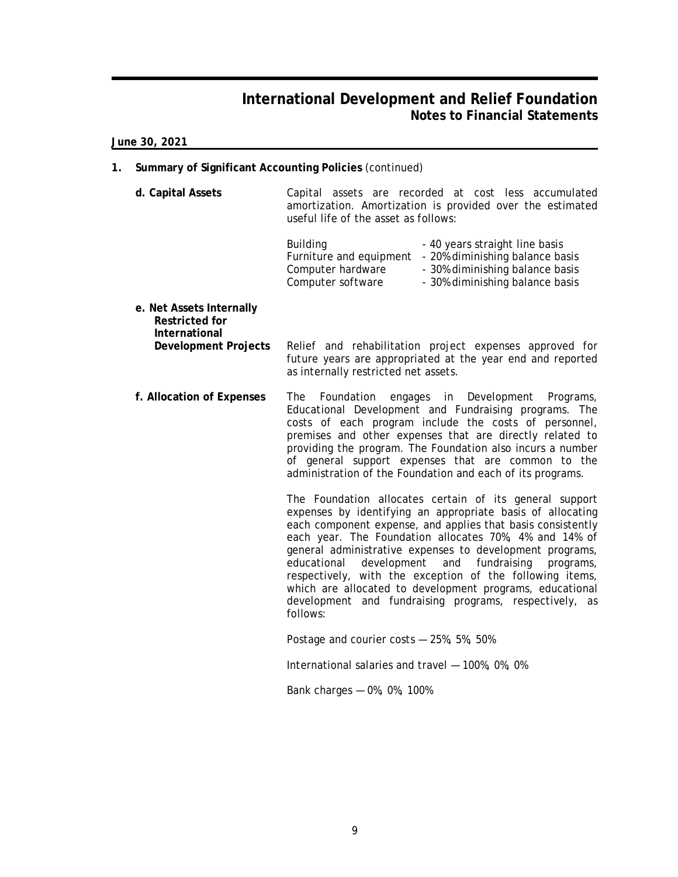# International Development and Relief Foundation
## Notes to Financial Statements

**June 30, 2021**

### 1. Summary of Significant Accounting Policies (continued)

**d. Capital Assets**

Capital assets are recorded at cost less accumulated amortization. Amortization is provided over the estimated useful life of the asset as follows:

| | |
|---|---|
| Building | - 40 years straight line basis |
| Furniture and equipment | - 20% diminishing balance basis |
| Computer hardware | - 30% diminishing balance basis |
| Computer software | - 30% diminishing balance basis |

**e. Net Assets Internally Restricted for International Development Projects**

Relief and rehabilitation project expenses approved for future years are appropriated at the year end and reported as internally restricted net assets.

**f. Allocation of Expenses**

The Foundation engages in Development Programs, Educational Development and Fundraising programs. The costs of each program include the costs of personnel, premises and other expenses that are directly related to providing the program. The Foundation also incurs a number of general support expenses that are common to the administration of the Foundation and each of its programs.

The Foundation allocates certain of its general support expenses by identifying an appropriate basis of allocating each component expense, and applies that basis consistently each year. The Foundation allocates 70%, 4% and 14% of general administrative expenses to development programs, educational development and fundraising programs, respectively, with the exception of the following items, which are allocated to development programs, educational development and fundraising programs, respectively, as follows:

Postage and courier costs — 25%, 5%, 50%

International salaries and travel — 100%, 0%, 0%

Bank charges — 0%, 0%, 100%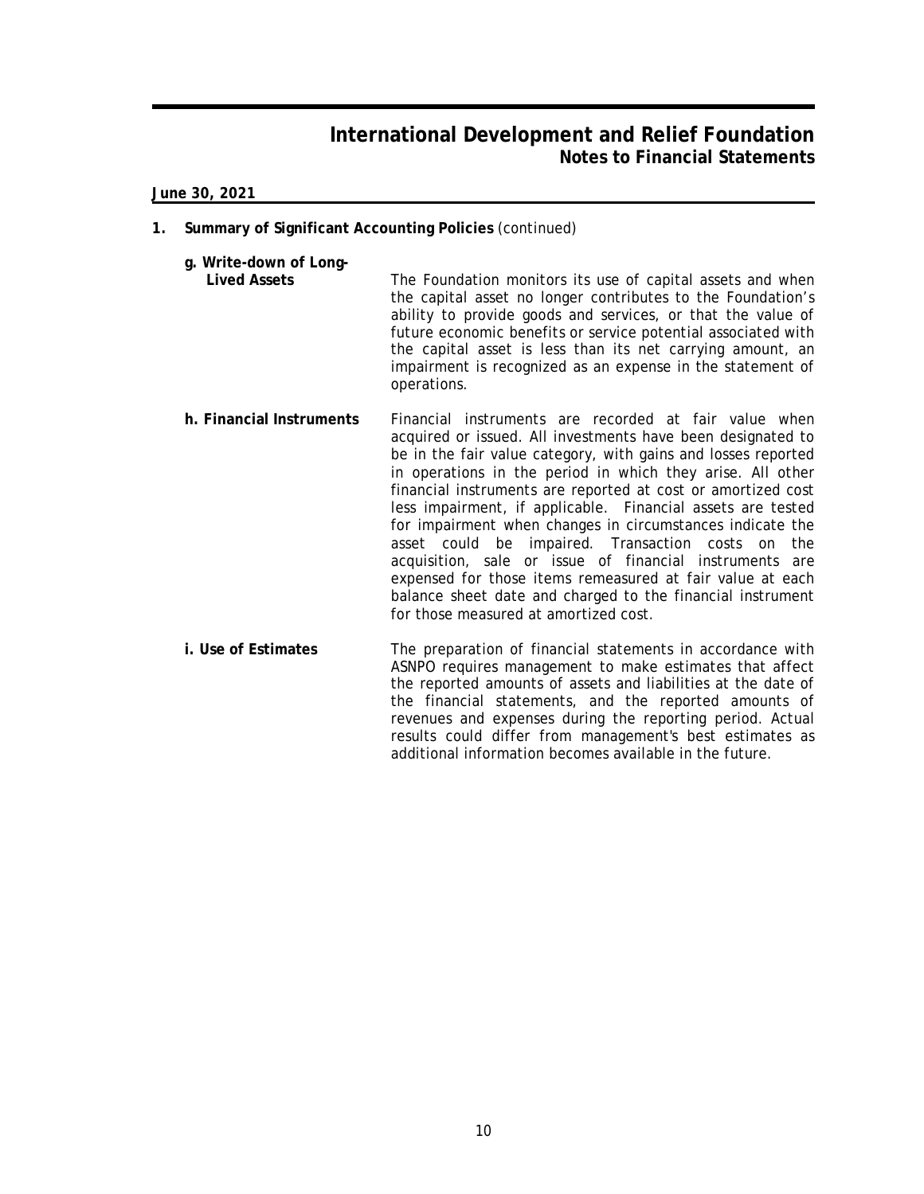**June 30, 2021**

## 1. Summary of Significant Accounting Policies (continued)

**g. Write-down of Long-Lived Assets**

The Foundation monitors its use of capital assets and when the capital asset no longer contributes to the Foundation's ability to provide goods and services, or that the value of future economic benefits or service potential associated with the capital asset is less than its net carrying amount, an impairment is recognized as an expense in the statement of operations.

**h. Financial Instruments**

Financial instruments are recorded at fair value when acquired or issued. All investments have been designated to be in the fair value category, with gains and losses reported in operations in the period in which they arise. All other financial instruments are reported at cost or amortized cost less impairment, if applicable. Financial assets are tested for impairment when changes in circumstances indicate the asset could be impaired. Transaction costs on the acquisition, sale or issue of financial instruments are expensed for those items remeasured at fair value at each balance sheet date and charged to the financial instrument for those measured at amortized cost.

**i. Use of Estimates**

The preparation of financial statements in accordance with ASNPO requires management to make estimates that affect the reported amounts of assets and liabilities at the date of the financial statements, and the reported amounts of revenues and expenses during the reporting period. Actual results could differ from management's best estimates as additional information becomes available in the future.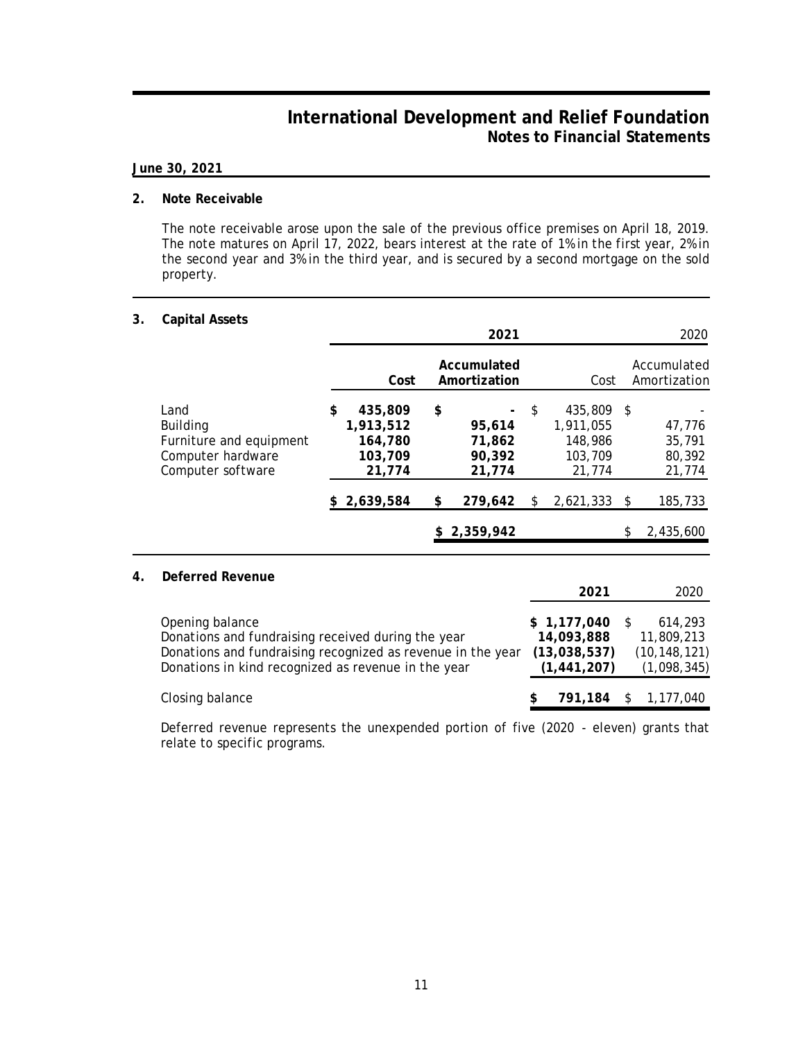# International Development and Relief Foundation
## Notes to Financial Statements

**June 30, 2021**

### 2. Note Receivable

The note receivable arose upon the sale of the previous office premises on April 18, 2019. The note matures on April 17, 2022, bears interest at the rate of 1% in the first year, 2% in the second year and 3% in the third year, and is secured by a second mortgage on the sold property.

### 3. Capital Assets

| | **2021** | | 2020 | |
|---|---|---|---|---|
| | **Cost** | **Accumulated Amortization** | Cost | Accumulated Amortization |
| Land | **$ 435,809** | **$ -** | $ 435,809 | $ - |
| Building | **1,913,512** | **95,614** | 1,911,055 | 47,776 |
| Furniture and equipment | **164,780** | **71,862** | 148,986 | 35,791 |
| Computer hardware | **103,709** | **90,392** | 103,709 | 80,392 |
| Computer software | **21,774** | **21,774** | 21,774 | 21,774 |
| | **$ 2,639,584** | **$ 279,642** | $ 2,621,333 | $ 185,733 |
| | | **$ 2,359,942** | | $ 2,435,600 |

### 4. Deferred Revenue

| | **2021** | 2020 |
|---|---|---|
| Opening balance | **$ 1,177,040** | $ 614,293 |
| Donations and fundraising received during the year | **14,093,888** | 11,809,213 |
| Donations and fundraising recognized as revenue in the year | **(13,038,537)** | (10,148,121) |
| Donations in kind recognized as revenue in the year | **(1,441,207)** | (1,098,345) |
| Closing balance | **$ 791,184** | $ 1,177,040 |

Deferred revenue represents the unexpended portion of five (2020 - eleven) grants that relate to specific programs.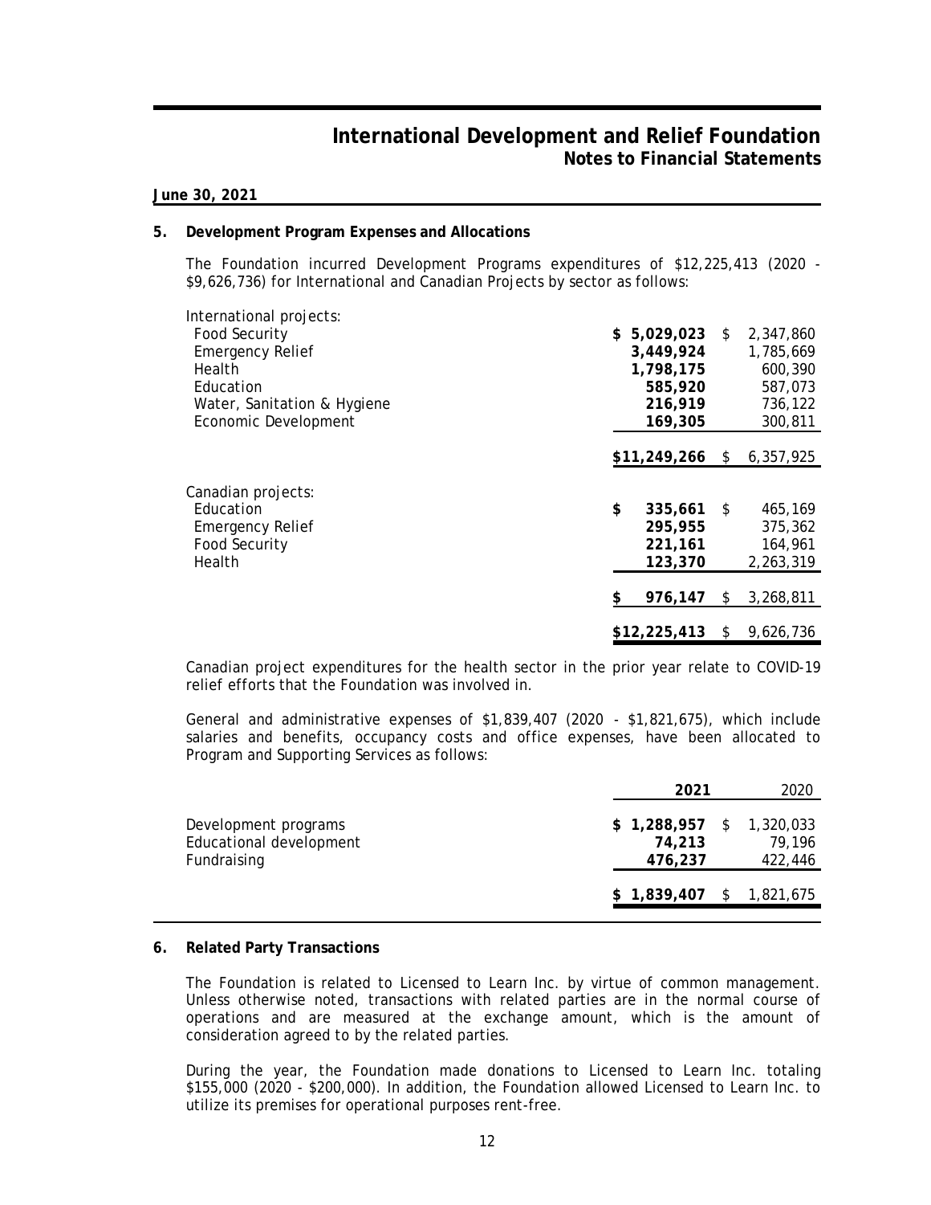# International Development and Relief Foundation
## Notes to Financial Statements

**June 30, 2021**

### 5. Development Program Expenses and Allocations

The Foundation incurred Development Programs expenditures of $12,225,413 (2020 - $9,626,736) for International and Canadian Projects by sector as follows:

| | 2021 | 2020 |
|---|---|---|
| International projects: | | |
| Food Security | **$ 5,029,023** | $ 2,347,860 |
| Emergency Relief | **3,449,924** | 1,785,669 |
| Health | **1,798,175** | 600,390 |
| Education | **585,920** | 587,073 |
| Water, Sanitation & Hygiene | **216,919** | 736,122 |
| Economic Development | **169,305** | 300,811 |
| | **$11,249,266** | $ 6,357,925 |
| Canadian projects: | | |
| Education | **$ 335,661** | $ 465,169 |
| Emergency Relief | **295,955** | 375,362 |
| Food Security | **221,161** | 164,961 |
| Health | **123,370** | 2,263,319 |
| | **$ 976,147** | $ 3,268,811 |
| | **$12,225,413** | $ 9,626,736 |

Canadian project expenditures for the health sector in the prior year relate to COVID-19 relief efforts that the Foundation was involved in.

General and administrative expenses of $1,839,407 (2020 - $1,821,675), which include salaries and benefits, occupancy costs and office expenses, have been allocated to Program and Supporting Services as follows:

| | **2021** | 2020 |
|---|---|---|
| Development programs | **$ 1,288,957** | $ 1,320,033 |
| Educational development | **74,213** | 79,196 |
| Fundraising | **476,237** | 422,446 |
| | **$ 1,839,407** | $ 1,821,675 |

### 6. Related Party Transactions

The Foundation is related to Licensed to Learn Inc. by virtue of common management. Unless otherwise noted, transactions with related parties are in the normal course of operations and are measured at the exchange amount, which is the amount of consideration agreed to by the related parties.

During the year, the Foundation made donations to Licensed to Learn Inc. totaling $155,000 (2020 - $200,000). In addition, the Foundation allowed Licensed to Learn Inc. to utilize its premises for operational purposes rent-free.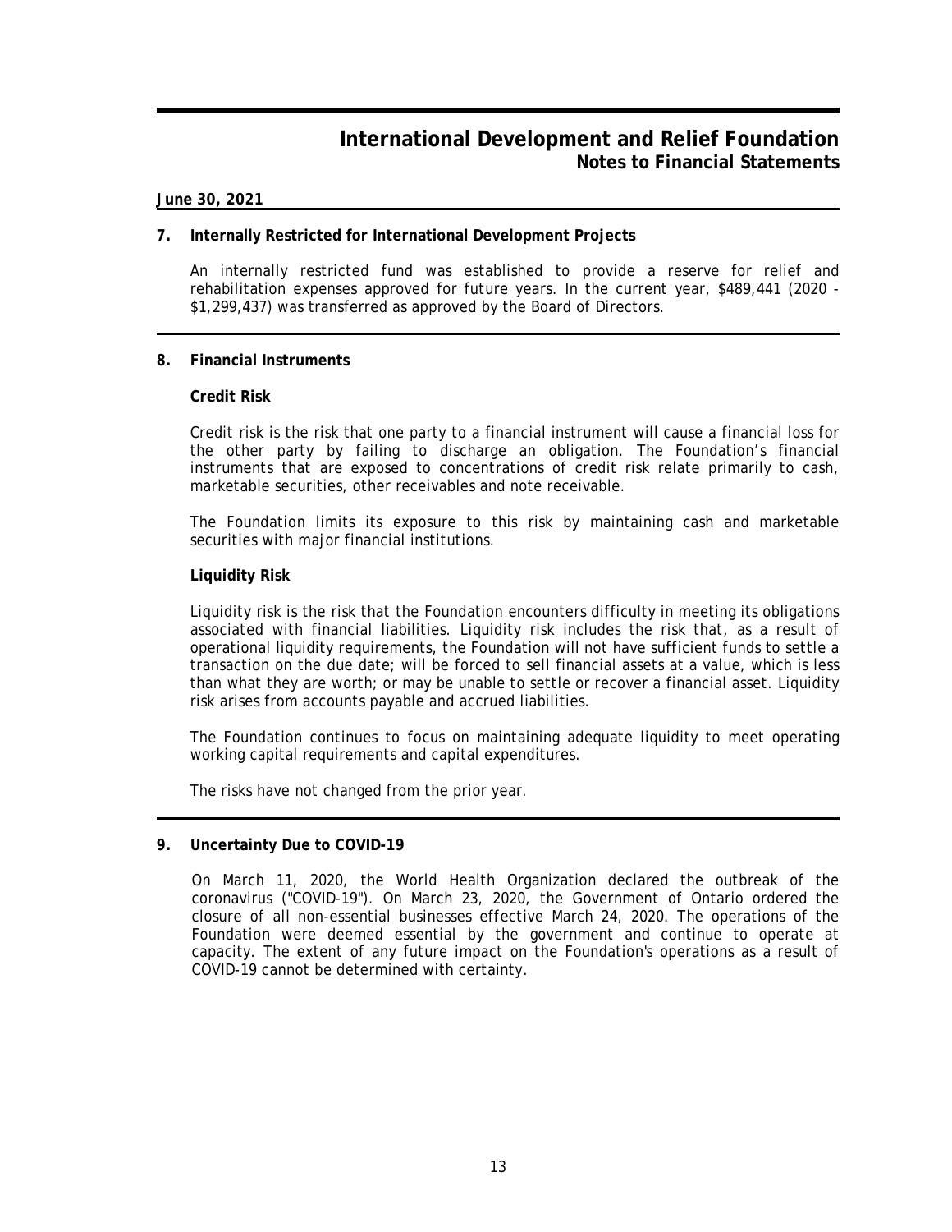# International Development and Relief Foundation

## Notes to Financial Statements

**June 30, 2021**

### 7. Internally Restricted for International Development Projects

An internally restricted fund was established to provide a reserve for relief and rehabilitation expenses approved for future years. In the current year, $489,441 (2020 - $1,299,437) was transferred as approved by the Board of Directors.

### 8. Financial Instruments

**Credit Risk**

Credit risk is the risk that one party to a financial instrument will cause a financial loss for the other party by failing to discharge an obligation. The Foundation's financial instruments that are exposed to concentrations of credit risk relate primarily to cash, marketable securities, other receivables and note receivable.

The Foundation limits its exposure to this risk by maintaining cash and marketable securities with major financial institutions.

**Liquidity Risk**

Liquidity risk is the risk that the Foundation encounters difficulty in meeting its obligations associated with financial liabilities. Liquidity risk includes the risk that, as a result of operational liquidity requirements, the Foundation will not have sufficient funds to settle a transaction on the due date; will be forced to sell financial assets at a value, which is less than what they are worth; or may be unable to settle or recover a financial asset. Liquidity risk arises from accounts payable and accrued liabilities.

The Foundation continues to focus on maintaining adequate liquidity to meet operating working capital requirements and capital expenditures.

The risks have not changed from the prior year.

### 9. Uncertainty Due to COVID-19

On March 11, 2020, the World Health Organization declared the outbreak of the coronavirus ("COVID-19"). On March 23, 2020, the Government of Ontario ordered the closure of all non-essential businesses effective March 24, 2020. The operations of the Foundation were deemed essential by the government and continue to operate at capacity. The extent of any future impact on the Foundation's operations as a result of COVID-19 cannot be determined with certainty.